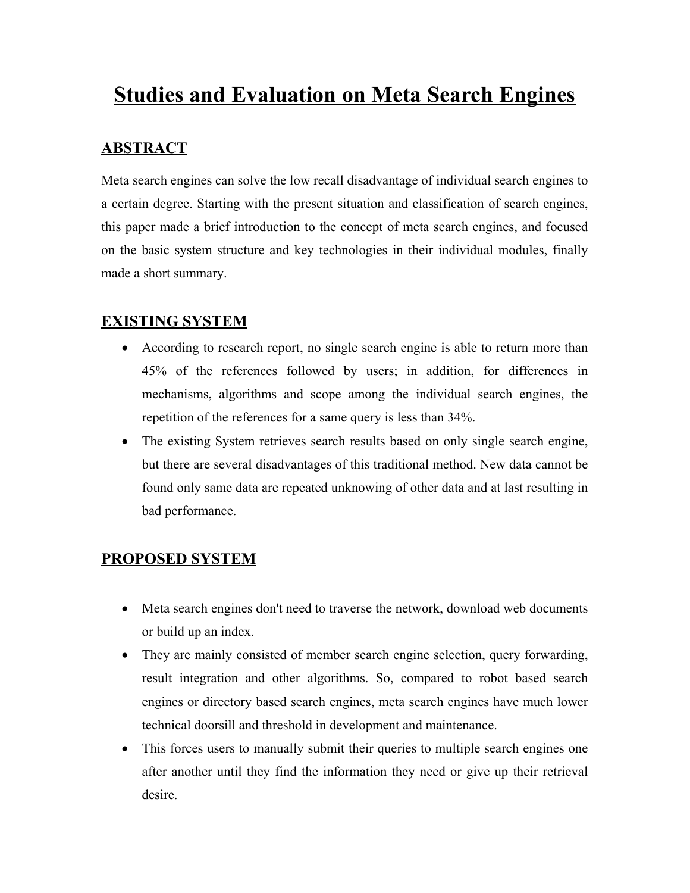# Studies and Evaluation on Meta Search Engines

## ABSTRACT

Meta search engines can solve the low recall disadvantage of individual search engines to a certain degree. Starting with the present situation and classification of search engines, this paper made a brief introduction to the concept of meta search engines, and focused on the basic system structure and key technologies in their individual modules, finally made a short summary.

## EXISTING SYSTEM

- According to research report, no single search engine is able to return more than 45% of the references followed by users; in addition, for differences in mechanisms, algorithms and scope among the individual search engines, the repetition of the references for a same query is less than 34%.
- The existing System retrieves search results based on only single search engine, but there are several disadvantages of this traditional method. New data cannot be found only same data are repeated unknowing of other data and at last resulting in bad performance.

## PROPOSED SYSTEM

- Meta search engines don't need to traverse the network, download web documents or build up an index.
- They are mainly consisted of member search engine selection, query forwarding, result integration and other algorithms. So, compared to robot based search engines or directory based search engines, meta search engines have much lower technical doorsill and threshold in development and maintenance.
- This forces users to manually submit their queries to multiple search engines one after another until they find the information they need or give up their retrieval desire.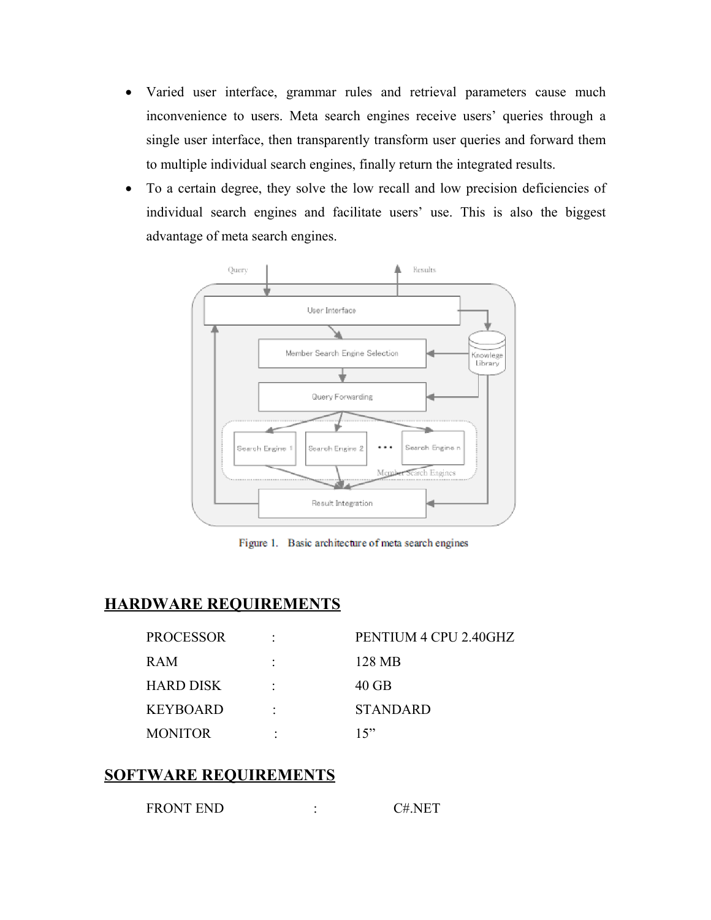- Varied user interface, grammar rules and retrieval parameters cause much inconvenience to users. Meta search engines receive users' queries through a single user interface, then transparently transform user queries and forward them to multiple individual search engines, finally return the integrated results.
- To a certain degree, they solve the low recall and low precision deficiencies of individual search engines and facilitate users' use. This is also the biggest advantage of meta search engines.

Query

Results

User Interface

Member Search Engine Selection

Knowlege Library

Query Forwarding

Search Engine 1

Search Engine 2

• • •

Search Engine n

Member Search Engines

Result Integration

Figure 1. Basic architecture of meta search engines

## HARDWARE REQUIREMENTS

| | | |
|---|---|---|
| PROCESSOR | : | PENTIUM 4 CPU 2.40GHZ |
| RAM | : | 128 MB |
| HARD DISK | : | 40 GB |
| KEYBOARD | : | STANDARD |
| MONITOR | : | 15" |

## SOFTWARE REQUIREMENTS

| | | |
|---|---|---|
| FRONT END | : | C#.NET |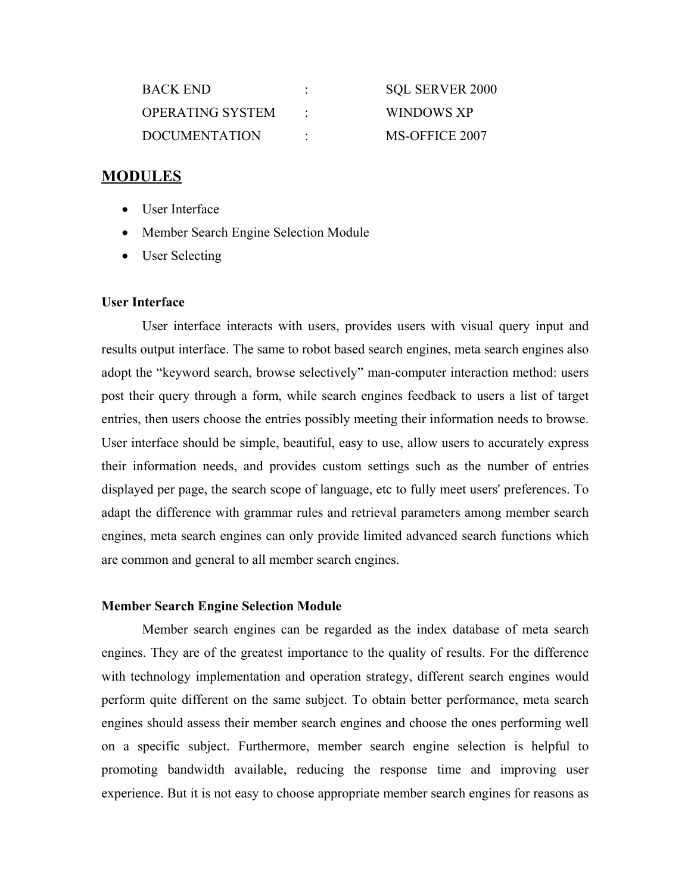| | | |
|---|---|---|
| BACK END | : | SQL SERVER 2000 |
| OPERATING SYSTEM | : | WINDOWS XP |
| DOCUMENTATION | : | MS-OFFICE 2007 |

## MODULES

- User Interface
- Member Search Engine Selection Module
- User Selecting

**User Interface**

User interface interacts with users, provides users with visual query input and results output interface. The same to robot based search engines, meta search engines also adopt the "keyword search, browse selectively" man-computer interaction method: users post their query through a form, while search engines feedback to users a list of target entries, then users choose the entries possibly meeting their information needs to browse. User interface should be simple, beautiful, easy to use, allow users to accurately express their information needs, and provides custom settings such as the number of entries displayed per page, the search scope of language, etc to fully meet users' preferences. To adapt the difference with grammar rules and retrieval parameters among member search engines, meta search engines can only provide limited advanced search functions which are common and general to all member search engines.

**Member Search Engine Selection Module**

Member search engines can be regarded as the index database of meta search engines. They are of the greatest importance to the quality of results. For the difference with technology implementation and operation strategy, different search engines would perform quite different on the same subject. To obtain better performance, meta search engines should assess their member search engines and choose the ones performing well on a specific subject. Furthermore, member search engine selection is helpful to promoting bandwidth available, reducing the response time and improving user experience. But it is not easy to choose appropriate member search engines for reasons as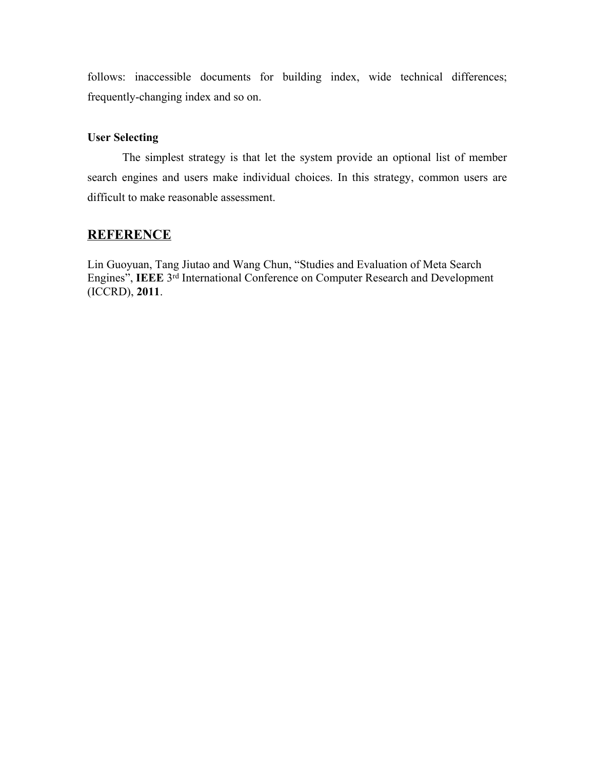follows: inaccessible documents for building index, wide technical differences; frequently-changing index and so on.

**User Selecting**

The simplest strategy is that let the system provide an optional list of member search engines and users make individual choices. In this strategy, common users are difficult to make reasonable assessment.

## REFERENCE

Lin Guoyuan, Tang Jiutao and Wang Chun, "Studies and Evaluation of Meta Search Engines", **IEEE** 3rd International Conference on Computer Research and Development (ICCRD), **2011**.